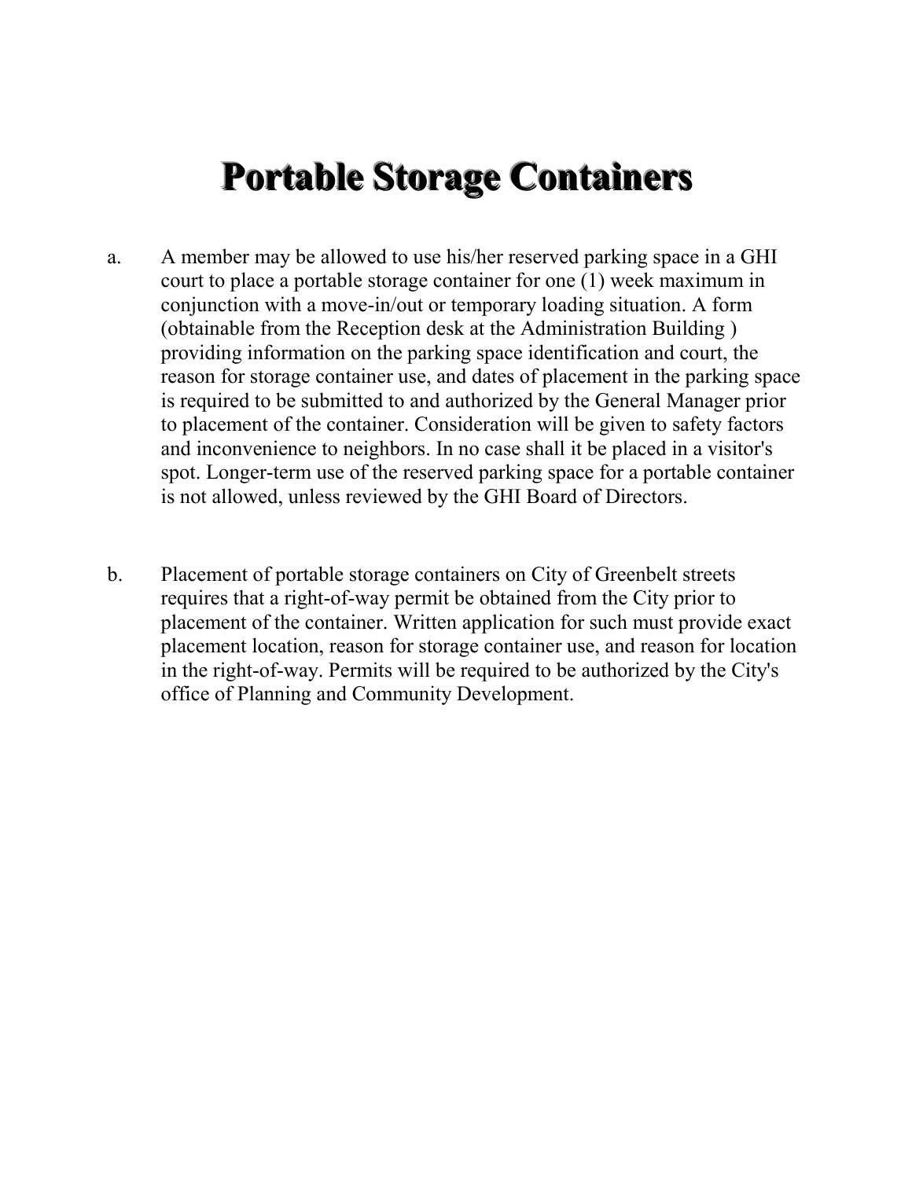# Portable Storage Containers

a. A member may be allowed to use his/her reserved parking space in a GHI court to place a portable storage container for one (1) week maximum in conjunction with a move-in/out or temporary loading situation. A form (obtainable from the Reception desk at the Administration Building ) providing information on the parking space identification and court, the reason for storage container use, and dates of placement in the parking space is required to be submitted to and authorized by the General Manager prior to placement of the container. Consideration will be given to safety factors and inconvenience to neighbors. In no case shall it be placed in a visitor's spot. Longer-term use of the reserved parking space for a portable container is not allowed, unless reviewed by the GHI Board of Directors.

b. Placement of portable storage containers on City of Greenbelt streets requires that a right-of-way permit be obtained from the City prior to placement of the container. Written application for such must provide exact placement location, reason for storage container use, and reason for location in the right-of-way. Permits will be required to be authorized by the City's office of Planning and Community Development.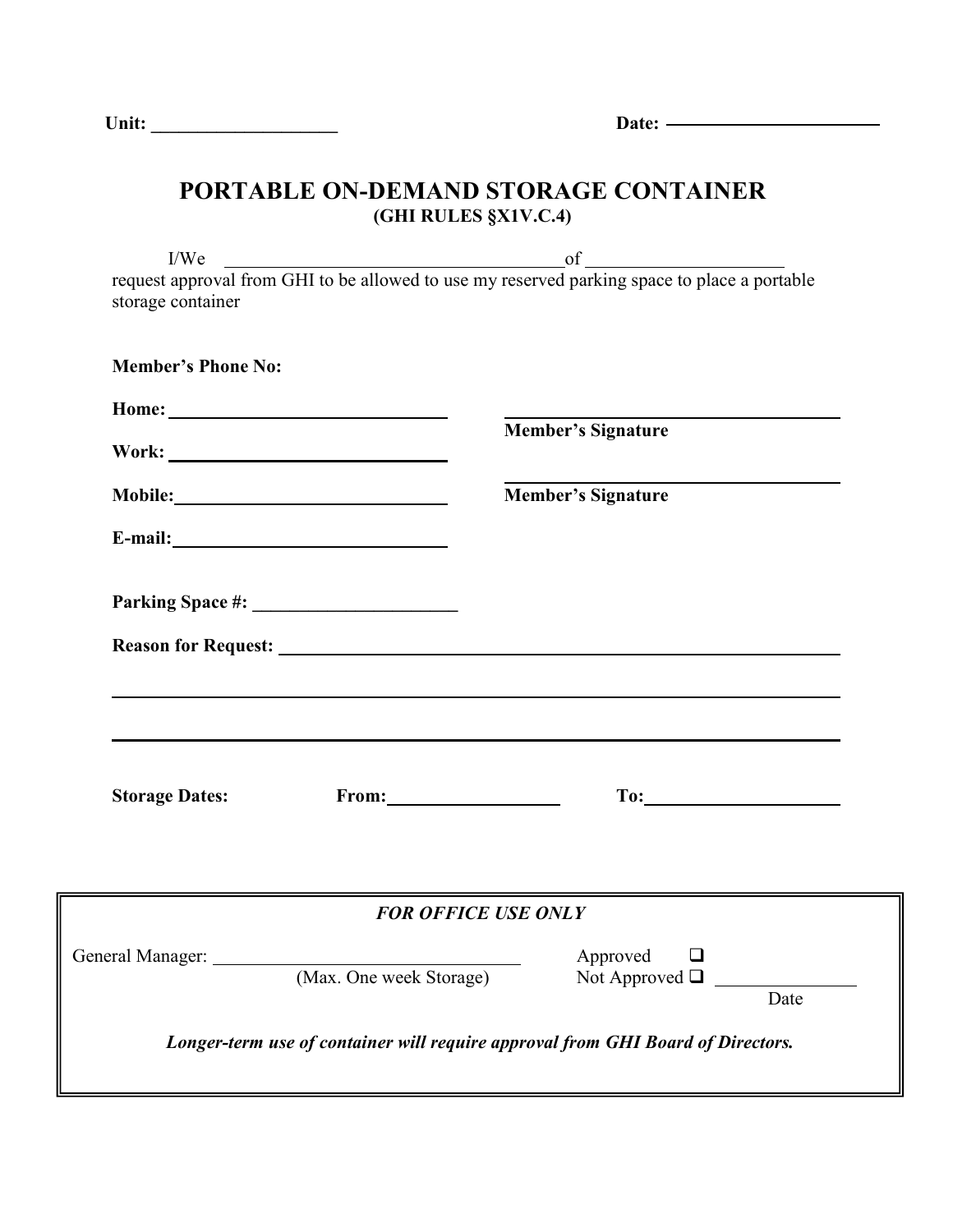**Unit:** ____________________ **Date:** ________________________

# PORTABLE ON-DEMAND STORAGE CONTAINER

**(GHI RULES §X1V.C.4)**

I/We ______________________________________ of ______________________ request approval from GHI to be allowed to use my reserved parking space to place a portable storage container

**Member's Phone No:**

**Home:** ______________________________

**Work:** ______________________________

**Mobile:** ______________________________

**E-mail:** ______________________________

______________________________
**Member's Signature**

______________________________
**Member's Signature**

**Parking Space #:** ______________________

**Reason for Request:** ______________________________________________________

______________________________________________________________________

______________________________________________________________________

**Storage Dates:** **From:** __________________ **To:** ____________________

---

*FOR OFFICE USE ONLY*

General Manager: ________________________________
(Max. One week Storage)

Approved ❑
Not Approved ❑ ______________
Date

***Longer-term use of container will require approval from GHI Board of Directors.***